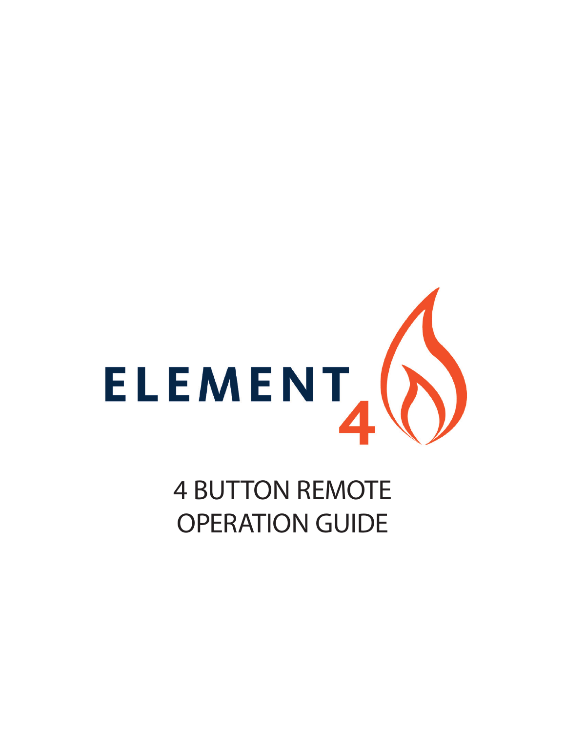ELEMENT 4

# 4 BUTTON REMOTE OPERATION GUIDE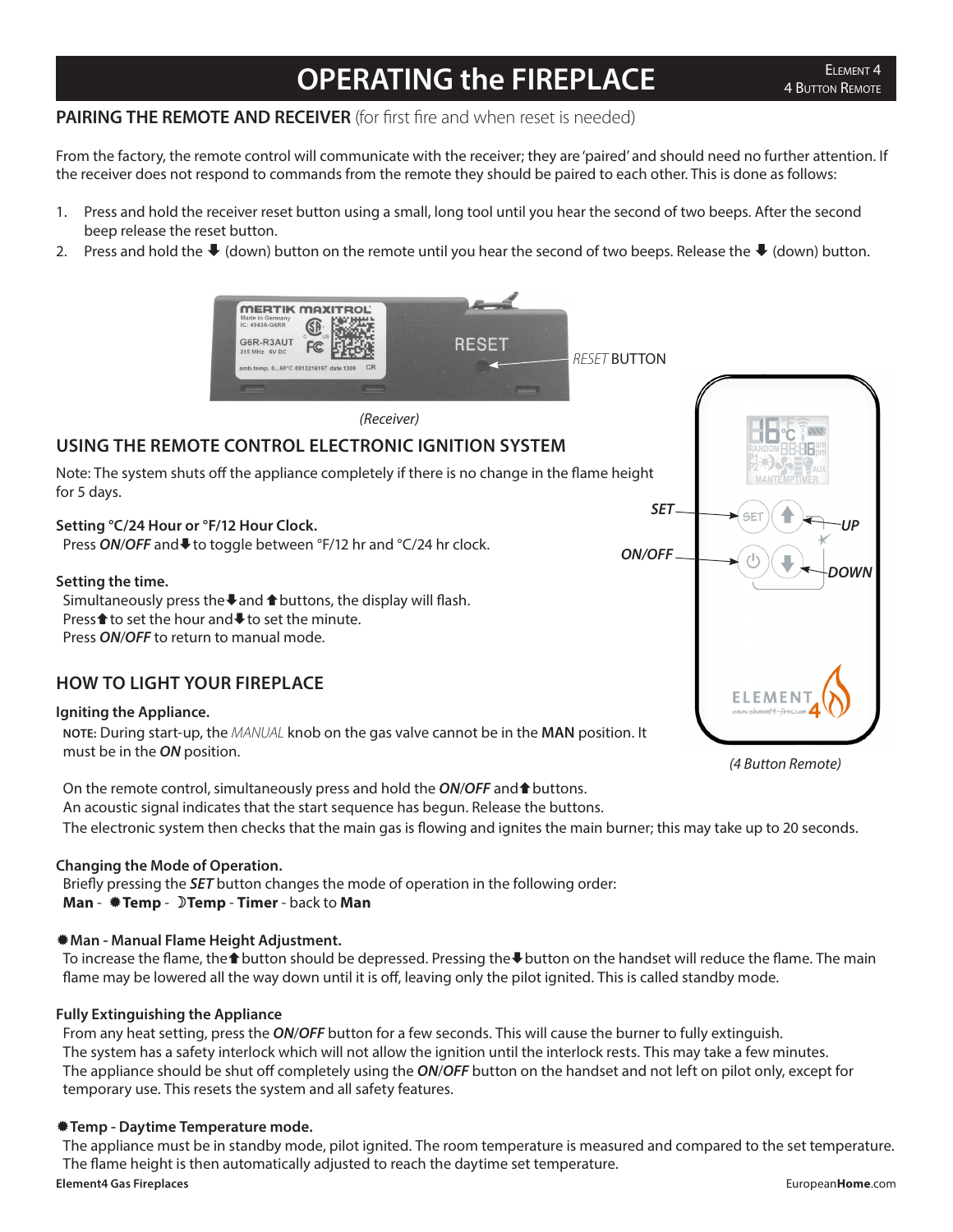# OPERATING the FIREPLACE

ELEMENT 4
4 BUTTON REMOTE

## PAIRING THE REMOTE AND RECEIVER (for first fire and when reset is needed)

From the factory, the remote control will communicate with the receiver; they are 'paired' and should need no further attention. If the receiver does not respond to commands from the remote they should be paired to each other. This is done as follows:

1. Press and hold the receiver reset button using a small, long tool until you hear the second of two beeps. After the second beep release the reset button.
2. Press and hold the ⬇ (down) button on the remote until you hear the second of two beeps. Release the ⬇ (down) button.

MERTIK MAXITROL
Made in Germany
IC: 4943A-G6RR
G6R-R3AUT
315 MHz 6V DC
amb.temp. 0...60°C 0913216197 date 1309 CR
RESET

*RESET* BUTTON

*(Receiver)*

## USING THE REMOTE CONTROL ELECTRONIC IGNITION SYSTEM

Note: The system shuts off the appliance completely if there is no change in the flame height for 5 days.

### Setting °C/24 Hour or °F/12 Hour Clock.

Press ***ON/OFF*** and ⬇ to toggle between °F/12 hr and °C/24 hr clock.

### Setting the time.

Simultaneously press the ⬇ and ⬆ buttons, the display will flash.
Press ⬆ to set the hour and ⬇ to set the minute.
Press ***ON/OFF*** to return to manual mode.

***SET*** — ***UP*** — ***ON/OFF*** — ***DOWN***

ELEMENT 4
www.element4-fires.com

*(4 Button Remote)*

## HOW TO LIGHT YOUR FIREPLACE

### Igniting the Appliance.

**NOTE:** During start-up, the *MANUAL* knob on the gas valve cannot be in the **MAN** position. It must be in the ***ON*** position.

On the remote control, simultaneously press and hold the ***ON/OFF*** and ⬆ buttons.
An acoustic signal indicates that the start sequence has begun. Release the buttons.
The electronic system then checks that the main gas is flowing and ignites the main burner; this may take up to 20 seconds.

### Changing the Mode of Operation.

Briefly pressing the ***SET*** button changes the mode of operation in the following order:
**Man** - ✹**Temp** - ☽**Temp** - **Timer** - back to **Man**

### ✹Man - Manual Flame Height Adjustment.

To increase the flame, the ⬆ button should be depressed. Pressing the ⬇ button on the handset will reduce the flame. The main flame may be lowered all the way down until it is off, leaving only the pilot ignited. This is called standby mode.

### Fully Extinguishing the Appliance

From any heat setting, press the ***ON/OFF*** button for a few seconds. This will cause the burner to fully extinguish.
The system has a safety interlock which will not allow the ignition until the interlock rests. This may take a few minutes.
The appliance should be shut off completely using the ***ON/OFF*** button on the handset and not left on pilot only, except for temporary use. This resets the system and all safety features.

### ✹Temp - Daytime Temperature mode.

The appliance must be in standby mode, pilot ignited. The room temperature is measured and compared to the set temperature. The flame height is then automatically adjusted to reach the daytime set temperature.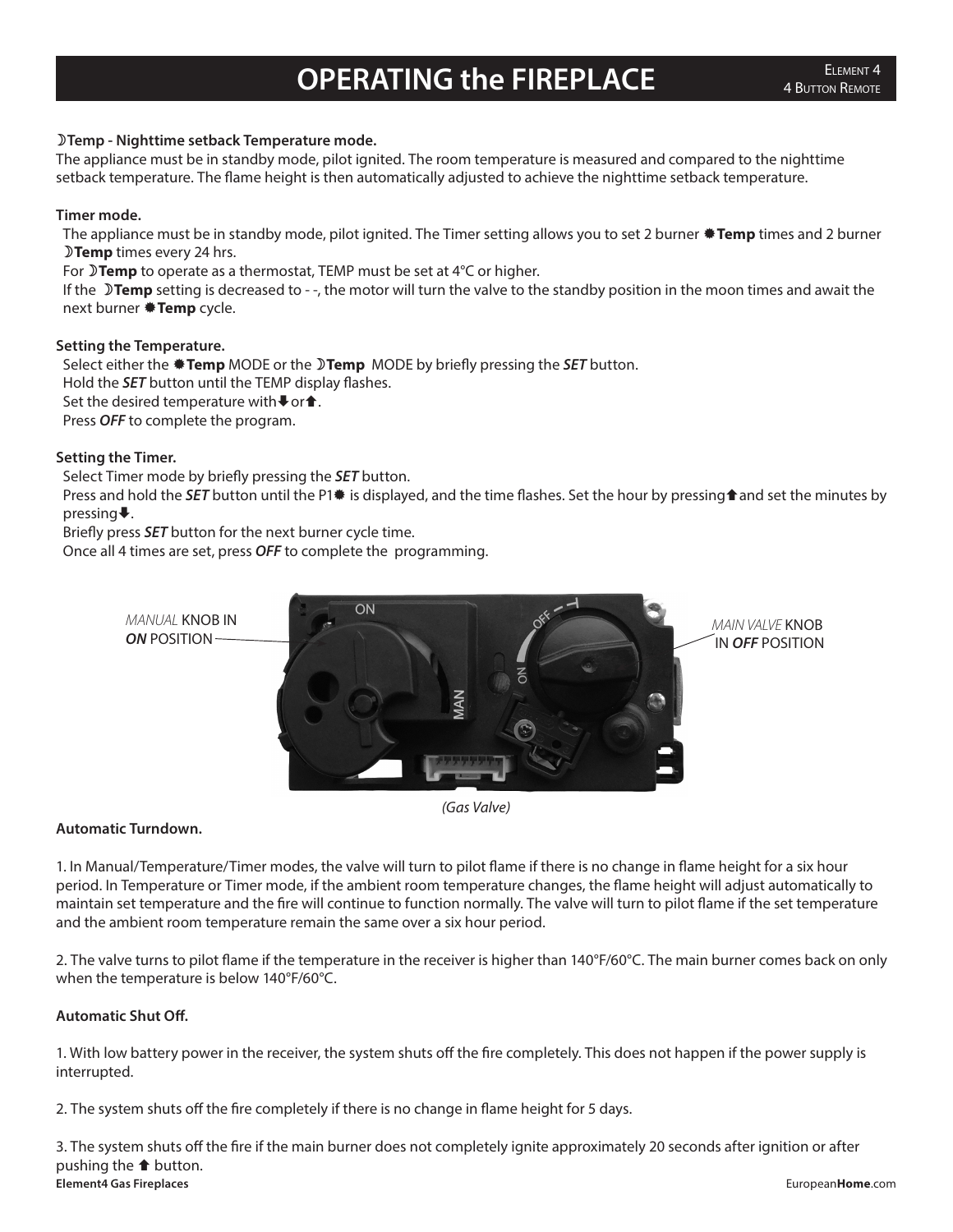# OPERATING the FIREPLACE

**☽Temp - Nighttime setback Temperature mode.**
The appliance must be in standby mode, pilot ignited. The room temperature is measured and compared to the nighttime setback temperature. The flame height is then automatically adjusted to achieve the nighttime setback temperature.

**Timer mode.**
The appliance must be in standby mode, pilot ignited. The Timer setting allows you to set 2 burner ✹**Temp** times and 2 burner ☽**Temp** times every 24 hrs.
For ☽**Temp** to operate as a thermostat, TEMP must be set at 4°C or higher.
If the ☽**Temp** setting is decreased to - -, the motor will turn the valve to the standby position in the moon times and await the next burner ✹**Temp** cycle.

**Setting the Temperature.**
Select either the ✹**Temp** MODE or the ☽**Temp** MODE by briefly pressing the ***SET*** button.
Hold the ***SET*** button until the TEMP display flashes.
Set the desired temperature with ⬇ or ⬆.
Press ***OFF*** to complete the program.

**Setting the Timer.**
Select Timer mode by briefly pressing the ***SET*** button.
Press and hold the ***SET*** button until the P1✹ is displayed, and the time flashes. Set the hour by pressing ⬆ and set the minutes by pressing ⬇.
Briefly press ***SET*** button for the next burner cycle time.
Once all 4 times are set, press ***OFF*** to complete the programming.

*MANUAL* KNOB IN ***ON*** POSITION

*MAIN VALVE* KNOB IN ***OFF*** POSITION

*(Gas Valve)*

**Automatic Turndown.**

1. In Manual/Temperature/Timer modes, the valve will turn to pilot flame if there is no change in flame height for a six hour period. In Temperature or Timer mode, if the ambient room temperature changes, the flame height will adjust automatically to maintain set temperature and the fire will continue to function normally. The valve will turn to pilot flame if the set temperature and the ambient room temperature remain the same over a six hour period.

2. The valve turns to pilot flame if the temperature in the receiver is higher than 140°F/60°C. The main burner comes back on only when the temperature is below 140°F/60°C.

**Automatic Shut Off.**

1. With low battery power in the receiver, the system shuts off the fire completely. This does not happen if the power supply is interrupted.

2. The system shuts off the fire completely if there is no change in flame height for 5 days.

3. The system shuts off the fire if the main burner does not completely ignite approximately 20 seconds after ignition or after pushing the ⬆ button.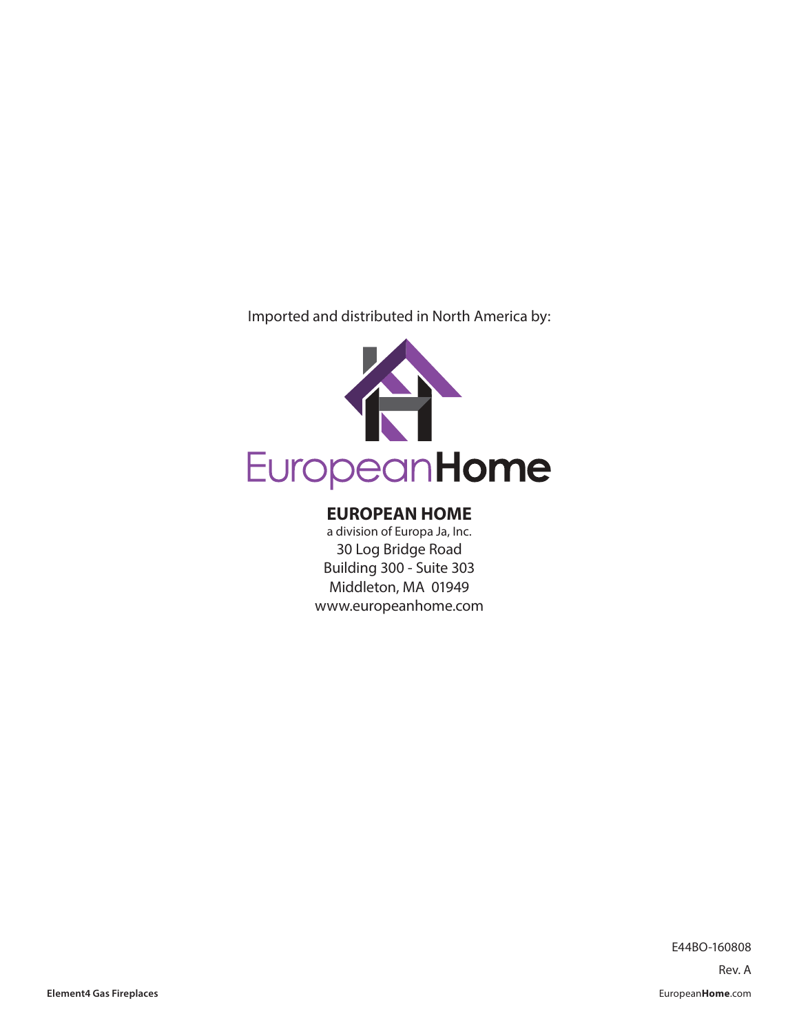Imported and distributed in North America by:

EuropeanHome

**EUROPEAN HOME**

a division of Europa Ja, Inc.
30 Log Bridge Road
Building 300 - Suite 303
Middleton, MA 01949
www.europeanhome.com

E44BO-160808

Rev. A